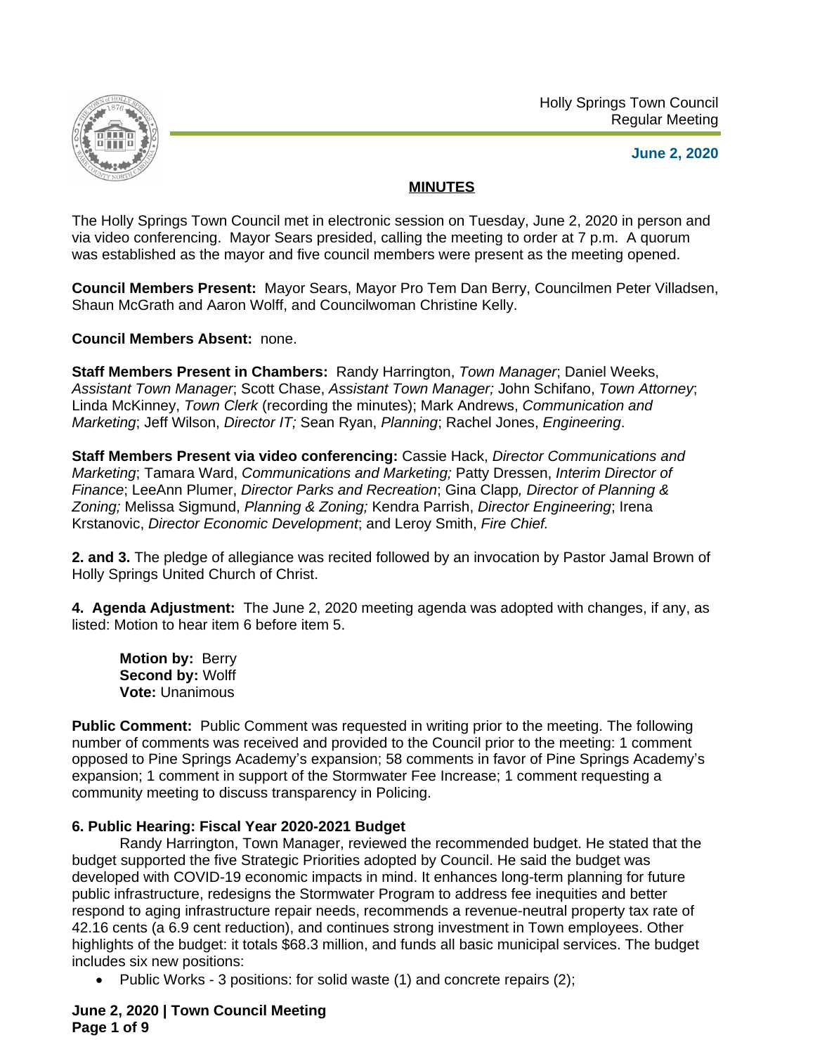Holly Springs Town Council
Regular Meeting

**June 2, 2020**

## MINUTES

The Holly Springs Town Council met in electronic session on Tuesday, June 2, 2020 in person and via video conferencing. Mayor Sears presided, calling the meeting to order at 7 p.m. A quorum was established as the mayor and five council members were present as the meeting opened.

**Council Members Present:** Mayor Sears, Mayor Pro Tem Dan Berry, Councilmen Peter Villadsen, Shaun McGrath and Aaron Wolff, and Councilwoman Christine Kelly.

**Council Members Absent:** none.

**Staff Members Present in Chambers:** Randy Harrington, *Town Manager*; Daniel Weeks, *Assistant Town Manager*; Scott Chase, *Assistant Town Manager;* John Schifano, *Town Attorney*; Linda McKinney, *Town Clerk* (recording the minutes); Mark Andrews, *Communication and Marketing*; Jeff Wilson, *Director IT;* Sean Ryan, *Planning*; Rachel Jones, *Engineering*.

**Staff Members Present via video conferencing:** Cassie Hack, *Director Communications and Marketing*; Tamara Ward, *Communications and Marketing;* Patty Dressen, *Interim Director of Finance*; LeeAnn Plumer, *Director Parks and Recreation*; Gina Clapp*, Director of Planning & Zoning;* Melissa Sigmund, *Planning & Zoning;* Kendra Parrish, *Director Engineering*; Irena Krstanovic, *Director Economic Development*; and Leroy Smith, *Fire Chief.*

**2. and 3.** The pledge of allegiance was recited followed by an invocation by Pastor Jamal Brown of Holly Springs United Church of Christ.

**4. Agenda Adjustment:** The June 2, 2020 meeting agenda was adopted with changes, if any, as listed: Motion to hear item 6 before item 5.

**Motion by:** Berry
**Second by:** Wolff
**Vote:** Unanimous

**Public Comment:** Public Comment was requested in writing prior to the meeting. The following number of comments was received and provided to the Council prior to the meeting: 1 comment opposed to Pine Springs Academy's expansion; 58 comments in favor of Pine Springs Academy's expansion; 1 comment in support of the Stormwater Fee Increase; 1 comment requesting a community meeting to discuss transparency in Policing.

**6. Public Hearing: Fiscal Year 2020-2021 Budget**

Randy Harrington, Town Manager, reviewed the recommended budget. He stated that the budget supported the five Strategic Priorities adopted by Council. He said the budget was developed with COVID-19 economic impacts in mind. It enhances long-term planning for future public infrastructure, redesigns the Stormwater Program to address fee inequities and better respond to aging infrastructure repair needs, recommends a revenue-neutral property tax rate of 42.16 cents (a 6.9 cent reduction), and continues strong investment in Town employees. Other highlights of the budget: it totals $68.3 million, and funds all basic municipal services. The budget includes six new positions:

- Public Works - 3 positions: for solid waste (1) and concrete repairs (2);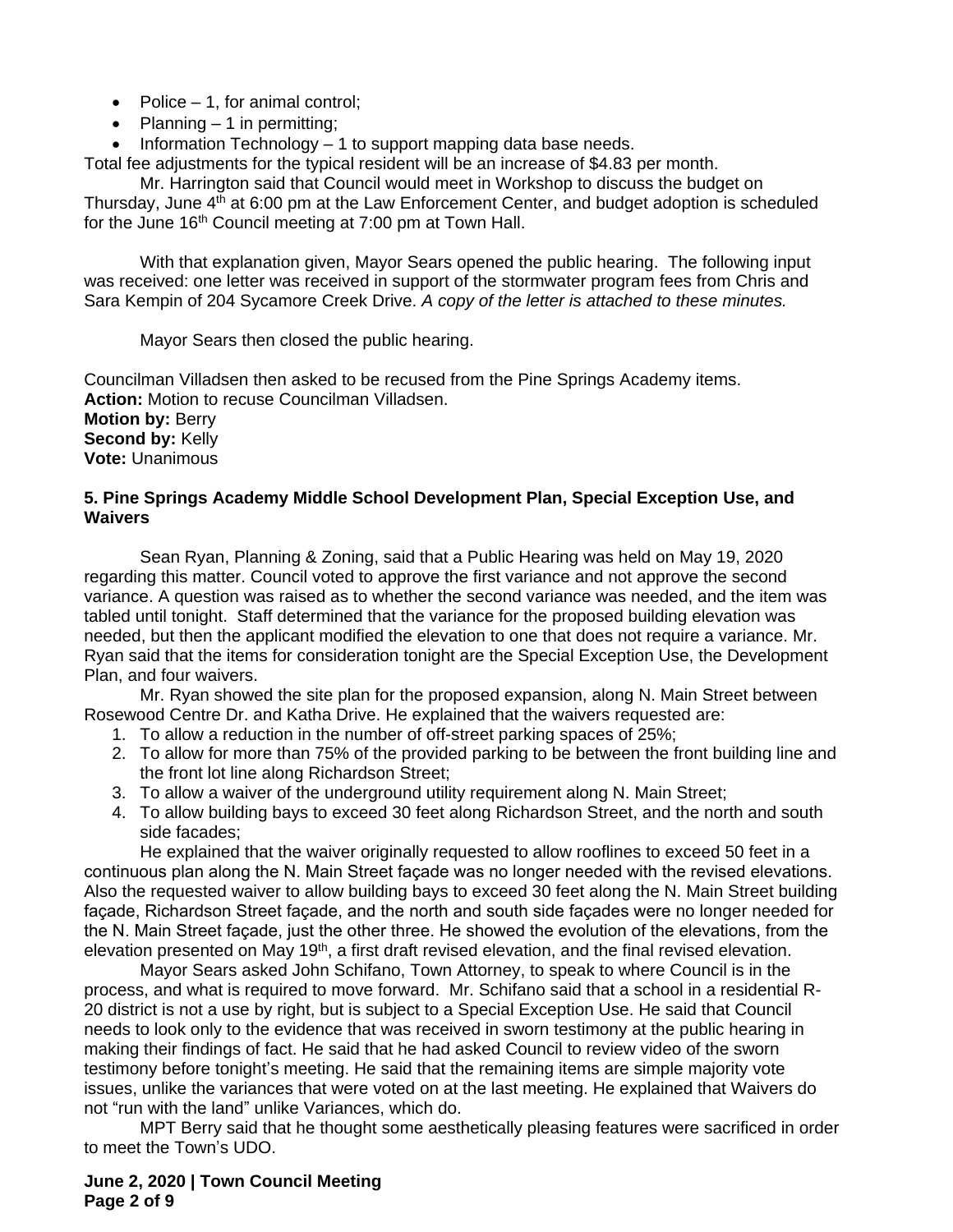- Police – 1, for animal control;
- Planning – 1 in permitting;
- Information Technology – 1 to support mapping data base needs.

Total fee adjustments for the typical resident will be an increase of $4.83 per month.

Mr. Harrington said that Council would meet in Workshop to discuss the budget on Thursday, June 4th at 6:00 pm at the Law Enforcement Center, and budget adoption is scheduled for the June 16th Council meeting at 7:00 pm at Town Hall.

With that explanation given, Mayor Sears opened the public hearing. The following input was received: one letter was received in support of the stormwater program fees from Chris and Sara Kempin of 204 Sycamore Creek Drive. *A copy of the letter is attached to these minutes.*

Mayor Sears then closed the public hearing.

Councilman Villadsen then asked to be recused from the Pine Springs Academy items.
**Action:** Motion to recuse Councilman Villadsen.
**Motion by:** Berry
**Second by:** Kelly
**Vote:** Unanimous

**5. Pine Springs Academy Middle School Development Plan, Special Exception Use, and Waivers**

Sean Ryan, Planning & Zoning, said that a Public Hearing was held on May 19, 2020 regarding this matter. Council voted to approve the first variance and not approve the second variance. A question was raised as to whether the second variance was needed, and the item was tabled until tonight. Staff determined that the variance for the proposed building elevation was needed, but then the applicant modified the elevation to one that does not require a variance. Mr. Ryan said that the items for consideration tonight are the Special Exception Use, the Development Plan, and four waivers.

Mr. Ryan showed the site plan for the proposed expansion, along N. Main Street between Rosewood Centre Dr. and Katha Drive. He explained that the waivers requested are:

1. To allow a reduction in the number of off-street parking spaces of 25%;
2. To allow for more than 75% of the provided parking to be between the front building line and the front lot line along Richardson Street;
3. To allow a waiver of the underground utility requirement along N. Main Street;
4. To allow building bays to exceed 30 feet along Richardson Street, and the north and south side facades;

He explained that the waiver originally requested to allow rooflines to exceed 50 feet in a continuous plan along the N. Main Street façade was no longer needed with the revised elevations. Also the requested waiver to allow building bays to exceed 30 feet along the N. Main Street building façade, Richardson Street façade, and the north and south side façades were no longer needed for the N. Main Street façade, just the other three. He showed the evolution of the elevations, from the elevation presented on May 19th, a first draft revised elevation, and the final revised elevation.

Mayor Sears asked John Schifano, Town Attorney, to speak to where Council is in the process, and what is required to move forward. Mr. Schifano said that a school in a residential R-20 district is not a use by right, but is subject to a Special Exception Use. He said that Council needs to look only to the evidence that was received in sworn testimony at the public hearing in making their findings of fact. He said that he had asked Council to review video of the sworn testimony before tonight's meeting. He said that the remaining items are simple majority vote issues, unlike the variances that were voted on at the last meeting. He explained that Waivers do not "run with the land" unlike Variances, which do.

MPT Berry said that he thought some aesthetically pleasing features were sacrificed in order to meet the Town's UDO.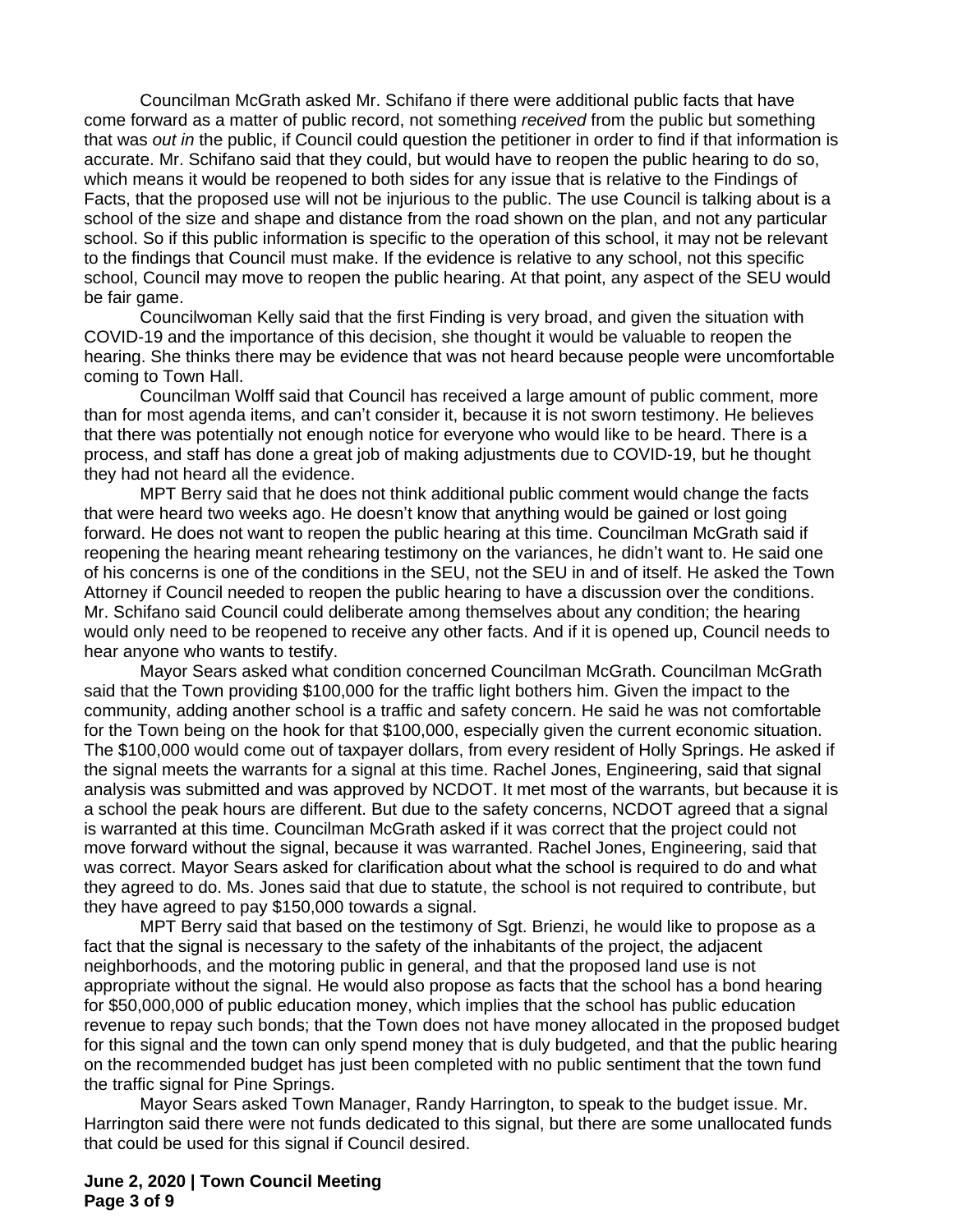Councilman McGrath asked Mr. Schifano if there were additional public facts that have come forward as a matter of public record, not something *received* from the public but something that was *out in* the public, if Council could question the petitioner in order to find if that information is accurate. Mr. Schifano said that they could, but would have to reopen the public hearing to do so, which means it would be reopened to both sides for any issue that is relative to the Findings of Facts, that the proposed use will not be injurious to the public. The use Council is talking about is a school of the size and shape and distance from the road shown on the plan, and not any particular school. So if this public information is specific to the operation of this school, it may not be relevant to the findings that Council must make. If the evidence is relative to any school, not this specific school, Council may move to reopen the public hearing. At that point, any aspect of the SEU would be fair game.

Councilwoman Kelly said that the first Finding is very broad, and given the situation with COVID-19 and the importance of this decision, she thought it would be valuable to reopen the hearing. She thinks there may be evidence that was not heard because people were uncomfortable coming to Town Hall.

Councilman Wolff said that Council has received a large amount of public comment, more than for most agenda items, and can't consider it, because it is not sworn testimony. He believes that there was potentially not enough notice for everyone who would like to be heard. There is a process, and staff has done a great job of making adjustments due to COVID-19, but he thought they had not heard all the evidence.

MPT Berry said that he does not think additional public comment would change the facts that were heard two weeks ago. He doesn't know that anything would be gained or lost going forward. He does not want to reopen the public hearing at this time. Councilman McGrath said if reopening the hearing meant rehearing testimony on the variances, he didn't want to. He said one of his concerns is one of the conditions in the SEU, not the SEU in and of itself. He asked the Town Attorney if Council needed to reopen the public hearing to have a discussion over the conditions. Mr. Schifano said Council could deliberate among themselves about any condition; the hearing would only need to be reopened to receive any other facts. And if it is opened up, Council needs to hear anyone who wants to testify.

Mayor Sears asked what condition concerned Councilman McGrath. Councilman McGrath said that the Town providing $100,000 for the traffic light bothers him. Given the impact to the community, adding another school is a traffic and safety concern. He said he was not comfortable for the Town being on the hook for that $100,000, especially given the current economic situation. The $100,000 would come out of taxpayer dollars, from every resident of Holly Springs. He asked if the signal meets the warrants for a signal at this time. Rachel Jones, Engineering, said that signal analysis was submitted and was approved by NCDOT. It met most of the warrants, but because it is a school the peak hours are different. But due to the safety concerns, NCDOT agreed that a signal is warranted at this time. Councilman McGrath asked if it was correct that the project could not move forward without the signal, because it was warranted. Rachel Jones, Engineering, said that was correct. Mayor Sears asked for clarification about what the school is required to do and what they agreed to do. Ms. Jones said that due to statute, the school is not required to contribute, but they have agreed to pay $150,000 towards a signal.

MPT Berry said that based on the testimony of Sgt. Brienzi, he would like to propose as a fact that the signal is necessary to the safety of the inhabitants of the project, the adjacent neighborhoods, and the motoring public in general, and that the proposed land use is not appropriate without the signal. He would also propose as facts that the school has a bond hearing for $50,000,000 of public education money, which implies that the school has public education revenue to repay such bonds; that the Town does not have money allocated in the proposed budget for this signal and the town can only spend money that is duly budgeted, and that the public hearing on the recommended budget has just been completed with no public sentiment that the town fund the traffic signal for Pine Springs.

Mayor Sears asked Town Manager, Randy Harrington, to speak to the budget issue. Mr. Harrington said there were not funds dedicated to this signal, but there are some unallocated funds that could be used for this signal if Council desired.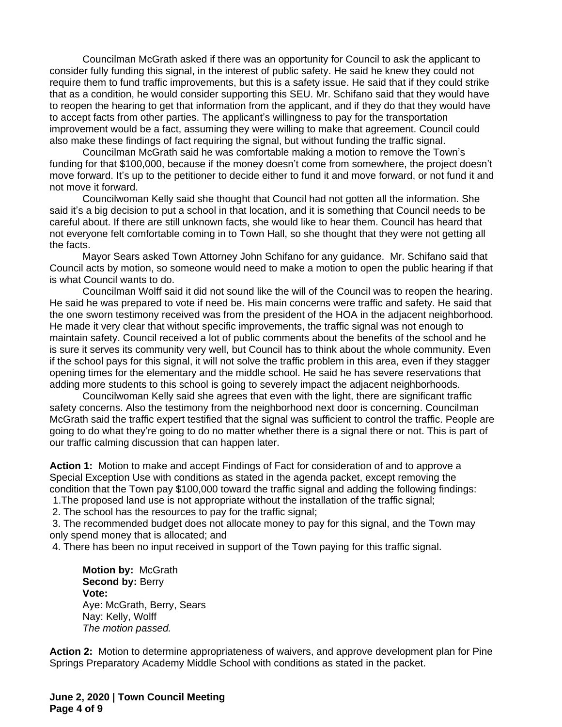Councilman McGrath asked if there was an opportunity for Council to ask the applicant to consider fully funding this signal, in the interest of public safety. He said he knew they could not require them to fund traffic improvements, but this is a safety issue. He said that if they could strike that as a condition, he would consider supporting this SEU. Mr. Schifano said that they would have to reopen the hearing to get that information from the applicant, and if they do that they would have to accept facts from other parties. The applicant's willingness to pay for the transportation improvement would be a fact, assuming they were willing to make that agreement. Council could also make these findings of fact requiring the signal, but without funding the traffic signal.

Councilman McGrath said he was comfortable making a motion to remove the Town's funding for that $100,000, because if the money doesn't come from somewhere, the project doesn't move forward. It's up to the petitioner to decide either to fund it and move forward, or not fund it and not move it forward.

Councilwoman Kelly said she thought that Council had not gotten all the information. She said it's a big decision to put a school in that location, and it is something that Council needs to be careful about. If there are still unknown facts, she would like to hear them. Council has heard that not everyone felt comfortable coming in to Town Hall, so she thought that they were not getting all the facts.

Mayor Sears asked Town Attorney John Schifano for any guidance. Mr. Schifano said that Council acts by motion, so someone would need to make a motion to open the public hearing if that is what Council wants to do.

Councilman Wolff said it did not sound like the will of the Council was to reopen the hearing. He said he was prepared to vote if need be. His main concerns were traffic and safety. He said that the one sworn testimony received was from the president of the HOA in the adjacent neighborhood. He made it very clear that without specific improvements, the traffic signal was not enough to maintain safety. Council received a lot of public comments about the benefits of the school and he is sure it serves its community very well, but Council has to think about the whole community. Even if the school pays for this signal, it will not solve the traffic problem in this area, even if they stagger opening times for the elementary and the middle school. He said he has severe reservations that adding more students to this school is going to severely impact the adjacent neighborhoods.

Councilwoman Kelly said she agrees that even with the light, there are significant traffic safety concerns. Also the testimony from the neighborhood next door is concerning. Councilman McGrath said the traffic expert testified that the signal was sufficient to control the traffic. People are going to do what they're going to do no matter whether there is a signal there or not. This is part of our traffic calming discussion that can happen later.

**Action 1:** Motion to make and accept Findings of Fact for consideration of and to approve a Special Exception Use with conditions as stated in the agenda packet, except removing the condition that the Town pay $100,000 toward the traffic signal and adding the following findings:

1. The proposed land use is not appropriate without the installation of the traffic signal;
2. The school has the resources to pay for the traffic signal;
3. The recommended budget does not allocate money to pay for this signal, and the Town may only spend money that is allocated; and
4. There has been no input received in support of the Town paying for this traffic signal.

**Motion by:** McGrath
**Second by:** Berry
**Vote:**
Aye: McGrath, Berry, Sears
Nay: Kelly, Wolff
*The motion passed.*

**Action 2:** Motion to determine appropriateness of waivers, and approve development plan for Pine Springs Preparatory Academy Middle School with conditions as stated in the packet.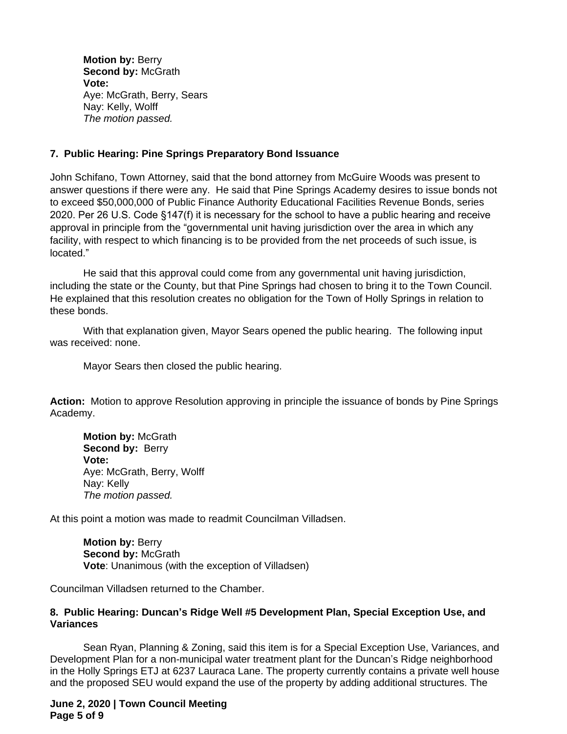**Motion by:** Berry
**Second by:** McGrath
**Vote:**
Aye: McGrath, Berry, Sears
Nay: Kelly, Wolff
*The motion passed.*

**7. Public Hearing: Pine Springs Preparatory Bond Issuance**

John Schifano, Town Attorney, said that the bond attorney from McGuire Woods was present to answer questions if there were any. He said that Pine Springs Academy desires to issue bonds not to exceed $50,000,000 of Public Finance Authority Educational Facilities Revenue Bonds, series 2020. Per 26 U.S. Code §147(f) it is necessary for the school to have a public hearing and receive approval in principle from the "governmental unit having jurisdiction over the area in which any facility, with respect to which financing is to be provided from the net proceeds of such issue, is located."

He said that this approval could come from any governmental unit having jurisdiction, including the state or the County, but that Pine Springs had chosen to bring it to the Town Council. He explained that this resolution creates no obligation for the Town of Holly Springs in relation to these bonds.

With that explanation given, Mayor Sears opened the public hearing. The following input was received: none.

Mayor Sears then closed the public hearing.

**Action:** Motion to approve Resolution approving in principle the issuance of bonds by Pine Springs Academy.

**Motion by:** McGrath
**Second by:** Berry
**Vote:**
Aye: McGrath, Berry, Wolff
Nay: Kelly
*The motion passed.*

At this point a motion was made to readmit Councilman Villadsen.

**Motion by:** Berry
**Second by:** McGrath
**Vote**: Unanimous (with the exception of Villadsen)

Councilman Villadsen returned to the Chamber.

**8. Public Hearing: Duncan's Ridge Well #5 Development Plan, Special Exception Use, and Variances**

Sean Ryan, Planning & Zoning, said this item is for a Special Exception Use, Variances, and Development Plan for a non-municipal water treatment plant for the Duncan's Ridge neighborhood in the Holly Springs ETJ at 6237 Lauraca Lane. The property currently contains a private well house and the proposed SEU would expand the use of the property by adding additional structures. The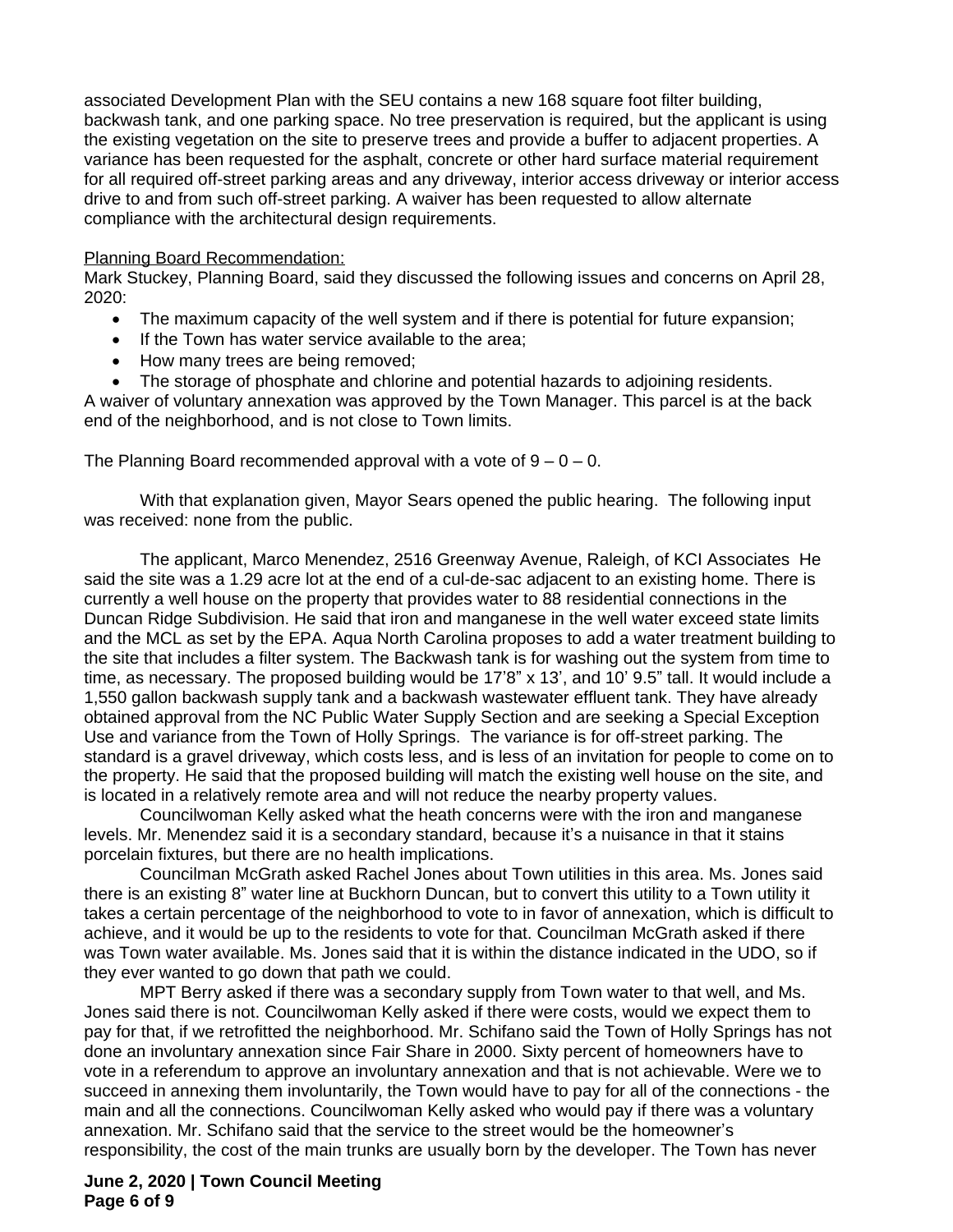associated Development Plan with the SEU contains a new 168 square foot filter building, backwash tank, and one parking space. No tree preservation is required, but the applicant is using the existing vegetation on the site to preserve trees and provide a buffer to adjacent properties. A variance has been requested for the asphalt, concrete or other hard surface material requirement for all required off-street parking areas and any driveway, interior access driveway or interior access drive to and from such off-street parking. A waiver has been requested to allow alternate compliance with the architectural design requirements.

Planning Board Recommendation:
Mark Stuckey, Planning Board, said they discussed the following issues and concerns on April 28, 2020:

- The maximum capacity of the well system and if there is potential for future expansion;
- If the Town has water service available to the area;
- How many trees are being removed;
- The storage of phosphate and chlorine and potential hazards to adjoining residents.

A waiver of voluntary annexation was approved by the Town Manager. This parcel is at the back end of the neighborhood, and is not close to Town limits.

The Planning Board recommended approval with a vote of 9 – 0 – 0.

With that explanation given, Mayor Sears opened the public hearing. The following input was received: none from the public.

The applicant, Marco Menendez, 2516 Greenway Avenue, Raleigh, of KCI Associates He said the site was a 1.29 acre lot at the end of a cul-de-sac adjacent to an existing home. There is currently a well house on the property that provides water to 88 residential connections in the Duncan Ridge Subdivision. He said that iron and manganese in the well water exceed state limits and the MCL as set by the EPA. Aqua North Carolina proposes to add a water treatment building to the site that includes a filter system. The Backwash tank is for washing out the system from time to time, as necessary. The proposed building would be 17'8" x 13', and 10' 9.5" tall. It would include a 1,550 gallon backwash supply tank and a backwash wastewater effluent tank. They have already obtained approval from the NC Public Water Supply Section and are seeking a Special Exception Use and variance from the Town of Holly Springs. The variance is for off-street parking. The standard is a gravel driveway, which costs less, and is less of an invitation for people to come on to the property. He said that the proposed building will match the existing well house on the site, and is located in a relatively remote area and will not reduce the nearby property values.

Councilwoman Kelly asked what the heath concerns were with the iron and manganese levels. Mr. Menendez said it is a secondary standard, because it's a nuisance in that it stains porcelain fixtures, but there are no health implications.

Councilman McGrath asked Rachel Jones about Town utilities in this area. Ms. Jones said there is an existing 8" water line at Buckhorn Duncan, but to convert this utility to a Town utility it takes a certain percentage of the neighborhood to vote to in favor of annexation, which is difficult to achieve, and it would be up to the residents to vote for that. Councilman McGrath asked if there was Town water available. Ms. Jones said that it is within the distance indicated in the UDO, so if they ever wanted to go down that path we could.

MPT Berry asked if there was a secondary supply from Town water to that well, and Ms. Jones said there is not. Councilwoman Kelly asked if there were costs, would we expect them to pay for that, if we retrofitted the neighborhood. Mr. Schifano said the Town of Holly Springs has not done an involuntary annexation since Fair Share in 2000. Sixty percent of homeowners have to vote in a referendum to approve an involuntary annexation and that is not achievable. Were we to succeed in annexing them involuntarily, the Town would have to pay for all of the connections - the main and all the connections. Councilwoman Kelly asked who would pay if there was a voluntary annexation. Mr. Schifano said that the service to the street would be the homeowner's responsibility, the cost of the main trunks are usually born by the developer. The Town has never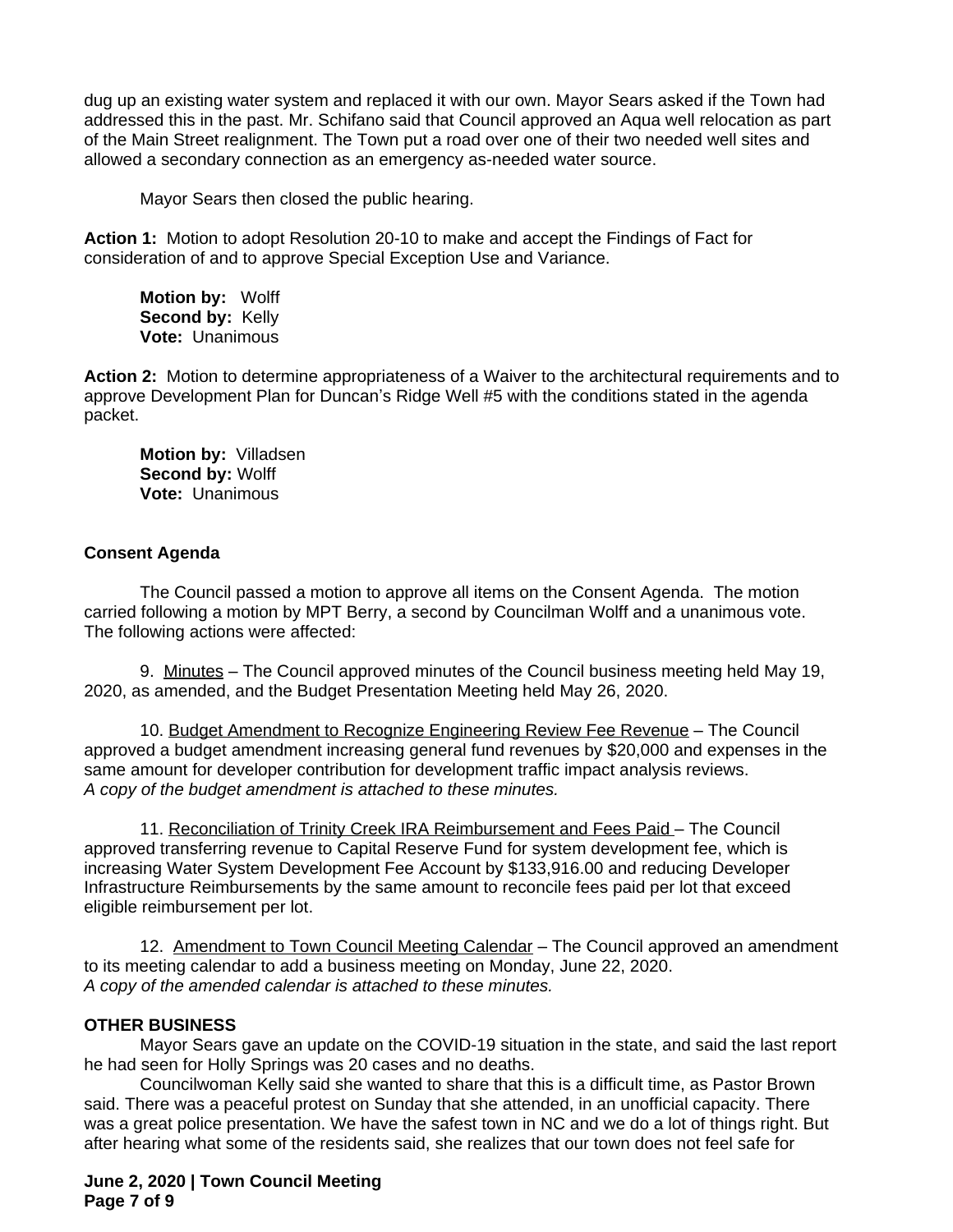dug up an existing water system and replaced it with our own. Mayor Sears asked if the Town had addressed this in the past. Mr. Schifano said that Council approved an Aqua well relocation as part of the Main Street realignment. The Town put a road over one of their two needed well sites and allowed a secondary connection as an emergency as-needed water source.

Mayor Sears then closed the public hearing.

**Action 1:** Motion to adopt Resolution 20-10 to make and accept the Findings of Fact for consideration of and to approve Special Exception Use and Variance.

**Motion by:** Wolff
**Second by:** Kelly
**Vote:** Unanimous

**Action 2:** Motion to determine appropriateness of a Waiver to the architectural requirements and to approve Development Plan for Duncan's Ridge Well #5 with the conditions stated in the agenda packet.

**Motion by:** Villadsen
**Second by:** Wolff
**Vote:** Unanimous

**Consent Agenda**

The Council passed a motion to approve all items on the Consent Agenda. The motion carried following a motion by MPT Berry, a second by Councilman Wolff and a unanimous vote. The following actions were affected:

9. Minutes – The Council approved minutes of the Council business meeting held May 19, 2020, as amended, and the Budget Presentation Meeting held May 26, 2020.

10. Budget Amendment to Recognize Engineering Review Fee Revenue – The Council approved a budget amendment increasing general fund revenues by $20,000 and expenses in the same amount for developer contribution for development traffic impact analysis reviews.
*A copy of the budget amendment is attached to these minutes.*

11. Reconciliation of Trinity Creek IRA Reimbursement and Fees Paid – The Council approved transferring revenue to Capital Reserve Fund for system development fee, which is increasing Water System Development Fee Account by $133,916.00 and reducing Developer Infrastructure Reimbursements by the same amount to reconcile fees paid per lot that exceed eligible reimbursement per lot.

12. Amendment to Town Council Meeting Calendar – The Council approved an amendment to its meeting calendar to add a business meeting on Monday, June 22, 2020.
*A copy of the amended calendar is attached to these minutes.*

**OTHER BUSINESS**

Mayor Sears gave an update on the COVID-19 situation in the state, and said the last report he had seen for Holly Springs was 20 cases and no deaths.

Councilwoman Kelly said she wanted to share that this is a difficult time, as Pastor Brown said. There was a peaceful protest on Sunday that she attended, in an unofficial capacity. There was a great police presentation. We have the safest town in NC and we do a lot of things right. But after hearing what some of the residents said, she realizes that our town does not feel safe for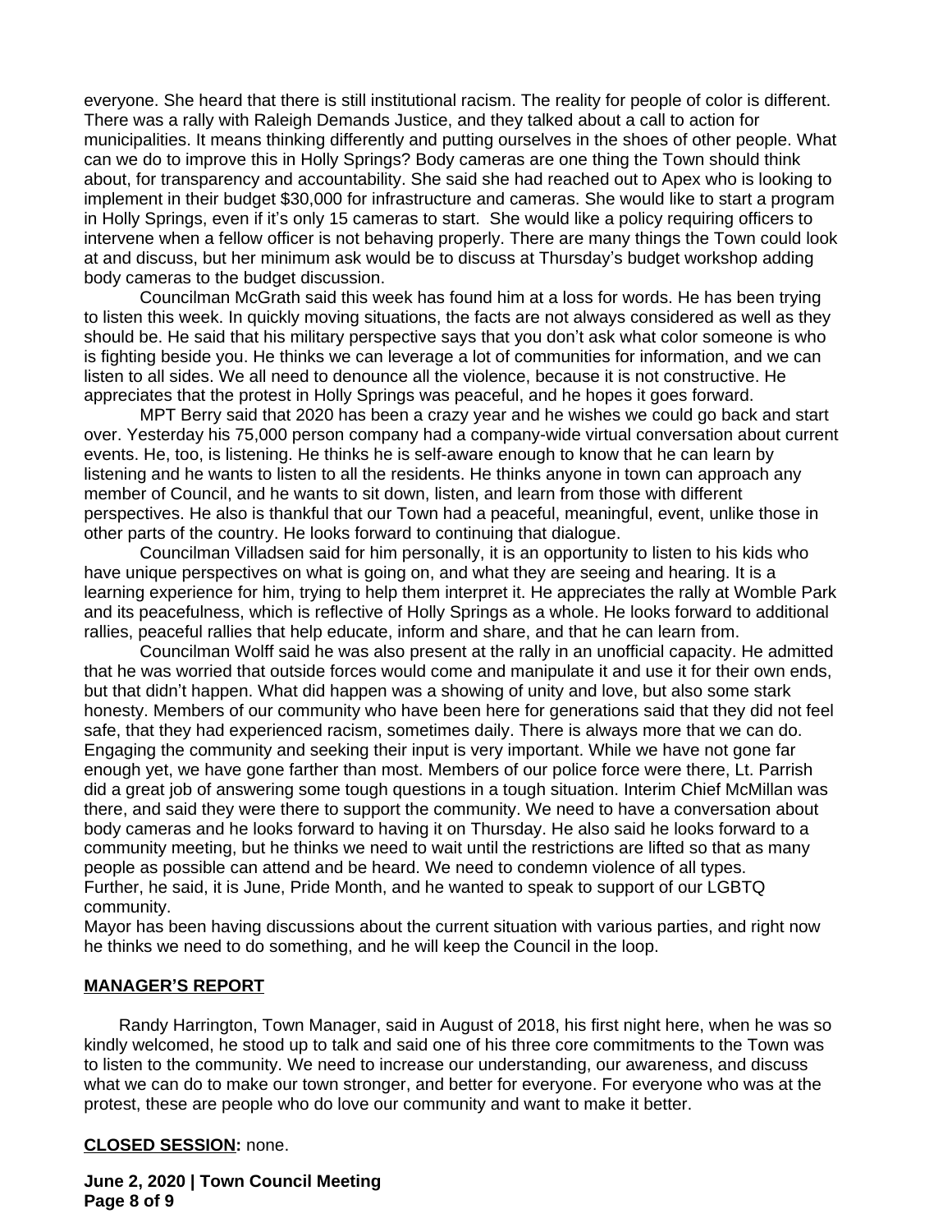everyone. She heard that there is still institutional racism. The reality for people of color is different. There was a rally with Raleigh Demands Justice, and they talked about a call to action for municipalities. It means thinking differently and putting ourselves in the shoes of other people. What can we do to improve this in Holly Springs? Body cameras are one thing the Town should think about, for transparency and accountability. She said she had reached out to Apex who is looking to implement in their budget $30,000 for infrastructure and cameras. She would like to start a program in Holly Springs, even if it's only 15 cameras to start. She would like a policy requiring officers to intervene when a fellow officer is not behaving properly. There are many things the Town could look at and discuss, but her minimum ask would be to discuss at Thursday's budget workshop adding body cameras to the budget discussion.

Councilman McGrath said this week has found him at a loss for words. He has been trying to listen this week. In quickly moving situations, the facts are not always considered as well as they should be. He said that his military perspective says that you don't ask what color someone is who is fighting beside you. He thinks we can leverage a lot of communities for information, and we can listen to all sides. We all need to denounce all the violence, because it is not constructive. He appreciates that the protest in Holly Springs was peaceful, and he hopes it goes forward.

MPT Berry said that 2020 has been a crazy year and he wishes we could go back and start over. Yesterday his 75,000 person company had a company-wide virtual conversation about current events. He, too, is listening. He thinks he is self-aware enough to know that he can learn by listening and he wants to listen to all the residents. He thinks anyone in town can approach any member of Council, and he wants to sit down, listen, and learn from those with different perspectives. He also is thankful that our Town had a peaceful, meaningful, event, unlike those in other parts of the country. He looks forward to continuing that dialogue.

Councilman Villadsen said for him personally, it is an opportunity to listen to his kids who have unique perspectives on what is going on, and what they are seeing and hearing. It is a learning experience for him, trying to help them interpret it. He appreciates the rally at Womble Park and its peacefulness, which is reflective of Holly Springs as a whole. He looks forward to additional rallies, peaceful rallies that help educate, inform and share, and that he can learn from.

Councilman Wolff said he was also present at the rally in an unofficial capacity. He admitted that he was worried that outside forces would come and manipulate it and use it for their own ends, but that didn't happen. What did happen was a showing of unity and love, but also some stark honesty. Members of our community who have been here for generations said that they did not feel safe, that they had experienced racism, sometimes daily. There is always more that we can do. Engaging the community and seeking their input is very important. While we have not gone far enough yet, we have gone farther than most. Members of our police force were there, Lt. Parrish did a great job of answering some tough questions in a tough situation. Interim Chief McMillan was there, and said they were there to support the community. We need to have a conversation about body cameras and he looks forward to having it on Thursday. He also said he looks forward to a community meeting, but he thinks we need to wait until the restrictions are lifted so that as many people as possible can attend and be heard. We need to condemn violence of all types. Further, he said, it is June, Pride Month, and he wanted to speak to support of our LGBTQ community.

Mayor has been having discussions about the current situation with various parties, and right now he thinks we need to do something, and he will keep the Council in the loop.

**MANAGER'S REPORT**

Randy Harrington, Town Manager, said in August of 2018, his first night here, when he was so kindly welcomed, he stood up to talk and said one of his three core commitments to the Town was to listen to the community. We need to increase our understanding, our awareness, and discuss what we can do to make our town stronger, and better for everyone. For everyone who was at the protest, these are people who do love our community and want to make it better.

**CLOSED SESSION:** none.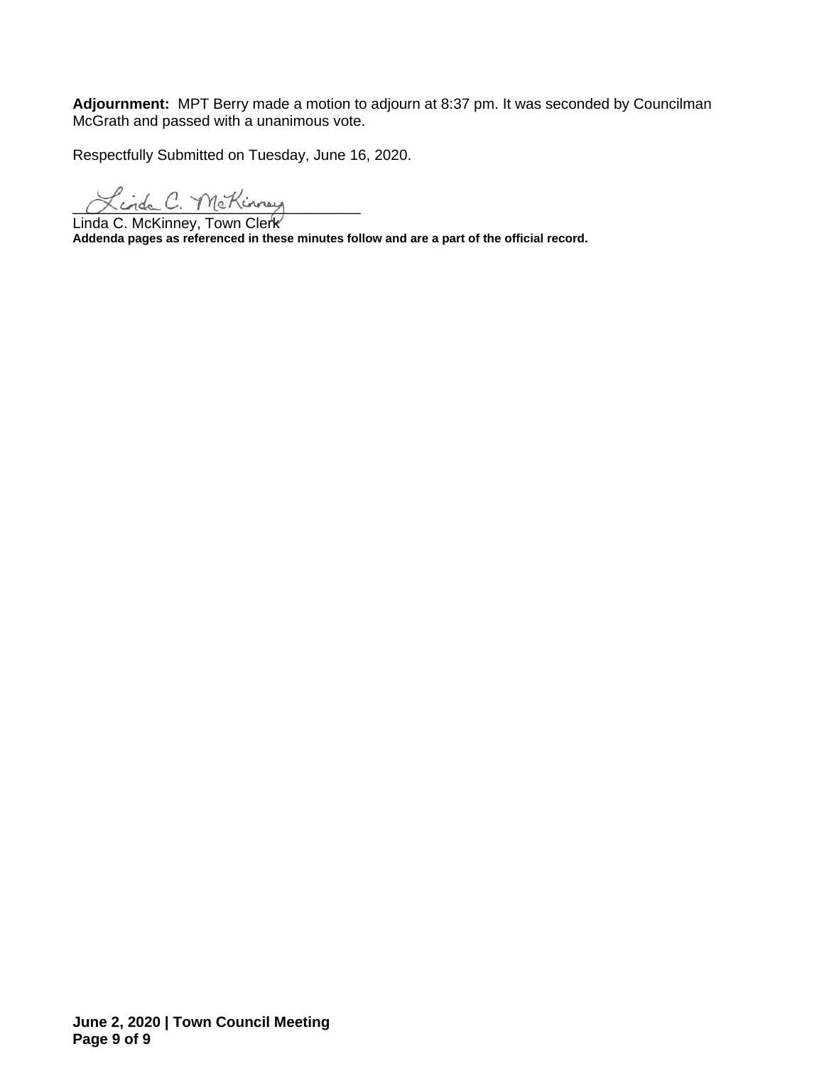**Adjournment:** MPT Berry made a motion to adjourn at 8:37 pm. It was seconded by Councilman McGrath and passed with a unanimous vote.

Respectfully Submitted on Tuesday, June 16, 2020.

\_\_\_\_\_\_\_\_\_\_\_\_\_\_\_\_\_\_\_\_\_\_\_\_\_\_\_\_\_\_\_\_\_\_\_\_
Linda C. McKinney, Town Clerk

**Addenda pages as referenced in these minutes follow and are a part of the official record.**